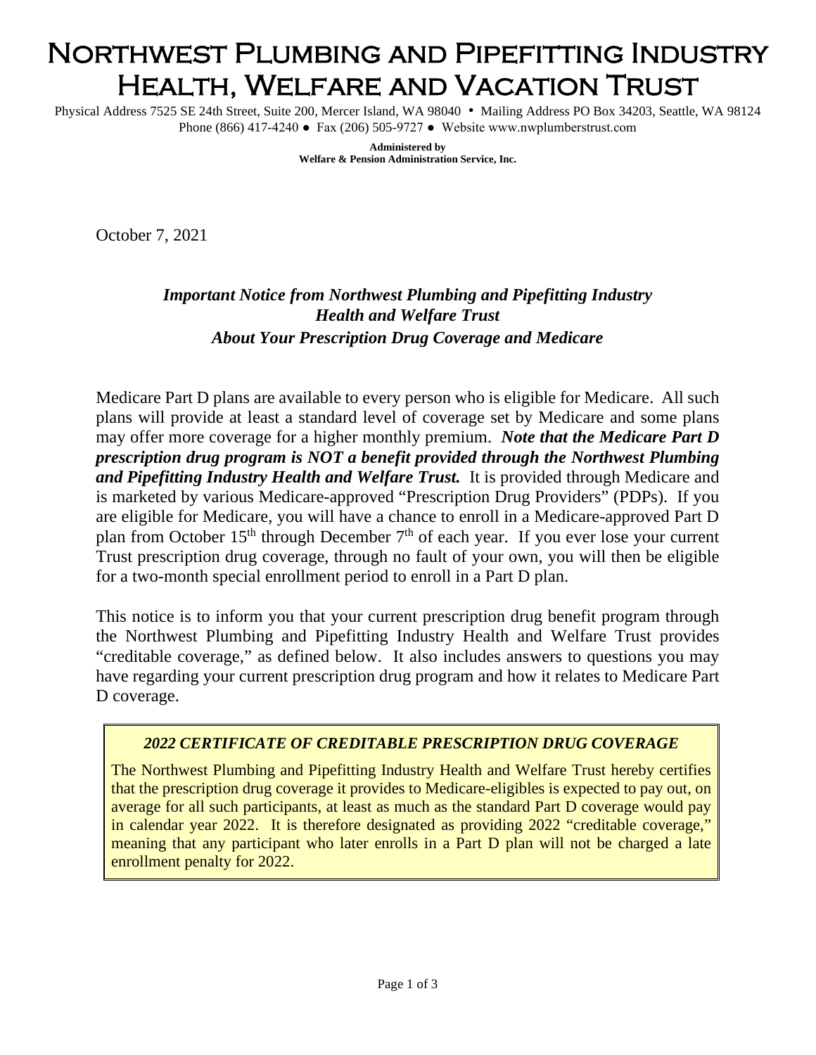# Northwest Plumbing and Pipefitting Industry Health, Welfare and Vacation Trust

Physical Address 7525 SE 24th Street, Suite 200, Mercer Island, WA 98040 • Mailing Address PO Box 34203, Seattle, WA 98124
Phone (866) 417-4240 ● Fax (206) 505-9727 ● Website www.nwplumberstrust.com

**Administered by**
**Welfare & Pension Administration Service, Inc.**

October 7, 2021

## ***Important Notice from Northwest Plumbing and Pipefitting Industry Health and Welfare Trust About Your Prescription Drug Coverage and Medicare***

Medicare Part D plans are available to every person who is eligible for Medicare. All such plans will provide at least a standard level of coverage set by Medicare and some plans may offer more coverage for a higher monthly premium. ***Note that the Medicare Part D prescription drug program is NOT a benefit provided through the Northwest Plumbing and Pipefitting Industry Health and Welfare Trust.*** It is provided through Medicare and is marketed by various Medicare-approved "Prescription Drug Providers" (PDPs). If you are eligible for Medicare, you will have a chance to enroll in a Medicare-approved Part D plan from October 15th through December 7th of each year. If you ever lose your current Trust prescription drug coverage, through no fault of your own, you will then be eligible for a two-month special enrollment period to enroll in a Part D plan.

This notice is to inform you that your current prescription drug benefit program through the Northwest Plumbing and Pipefitting Industry Health and Welfare Trust provides "creditable coverage," as defined below. It also includes answers to questions you may have regarding your current prescription drug program and how it relates to Medicare Part D coverage.

### *2022 CERTIFICATE OF CREDITABLE PRESCRIPTION DRUG COVERAGE*

The Northwest Plumbing and Pipefitting Industry Health and Welfare Trust hereby certifies that the prescription drug coverage it provides to Medicare-eligibles is expected to pay out, on average for all such participants, at least as much as the standard Part D coverage would pay in calendar year 2022. It is therefore designated as providing 2022 "creditable coverage," meaning that any participant who later enrolls in a Part D plan will not be charged a late enrollment penalty for 2022.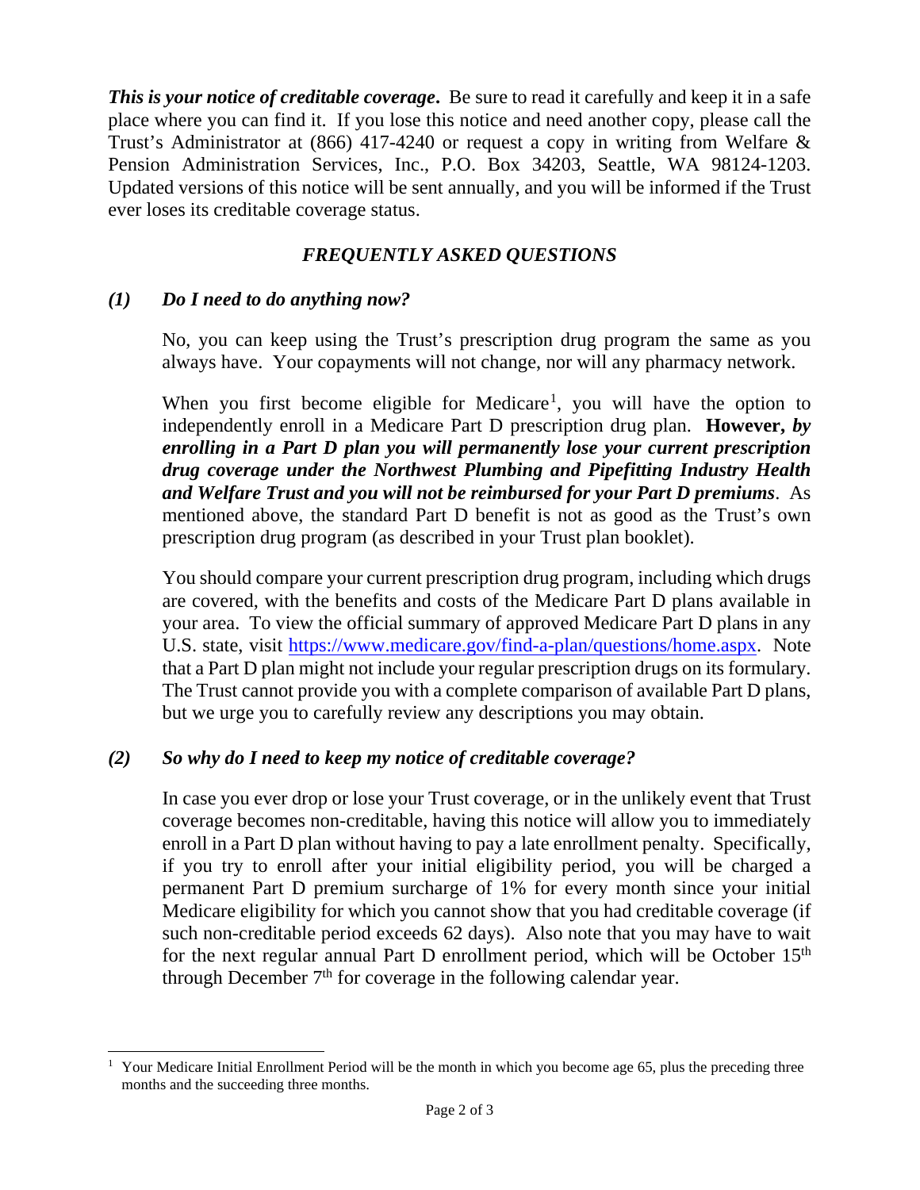***This is your notice of creditable coverage*.** Be sure to read it carefully and keep it in a safe place where you can find it. If you lose this notice and need another copy, please call the Trust's Administrator at (866) 417-4240 or request a copy in writing from Welfare & Pension Administration Services, Inc., P.O. Box 34203, Seattle, WA 98124-1203. Updated versions of this notice will be sent annually, and you will be informed if the Trust ever loses its creditable coverage status.

### *FREQUENTLY ASKED QUESTIONS*

#### *(1) Do I need to do anything now?*

No, you can keep using the Trust's prescription drug program the same as you always have. Your copayments will not change, nor will any pharmacy network.

When you first become eligible for Medicare[1], you will have the option to independently enroll in a Medicare Part D prescription drug plan. **However, *by enrolling in a Part D plan you will permanently lose your current prescription drug coverage under the Northwest Plumbing and Pipefitting Industry Health and Welfare Trust and you will not be reimbursed for your Part D premiums*.** As mentioned above, the standard Part D benefit is not as good as the Trust's own prescription drug program (as described in your Trust plan booklet).

You should compare your current prescription drug program, including which drugs are covered, with the benefits and costs of the Medicare Part D plans available in your area. To view the official summary of approved Medicare Part D plans in any U.S. state, visit [https://www.medicare.gov/find-a-plan/questions/home.aspx](https://www.medicare.gov/find-a-plan/questions/home.aspx). Note that a Part D plan might not include your regular prescription drugs on its formulary. The Trust cannot provide you with a complete comparison of available Part D plans, but we urge you to carefully review any descriptions you may obtain.

#### *(2) So why do I need to keep my notice of creditable coverage?*

In case you ever drop or lose your Trust coverage, or in the unlikely event that Trust coverage becomes non-creditable, having this notice will allow you to immediately enroll in a Part D plan without having to pay a late enrollment penalty. Specifically, if you try to enroll after your initial eligibility period, you will be charged a permanent Part D premium surcharge of 1% for every month since your initial Medicare eligibility for which you cannot show that you had creditable coverage (if such non-creditable period exceeds 62 days). Also note that you may have to wait for the next regular annual Part D enrollment period, which will be October 15th through December 7th for coverage in the following calendar year.

---

[1] Your Medicare Initial Enrollment Period will be the month in which you become age 65, plus the preceding three months and the succeeding three months.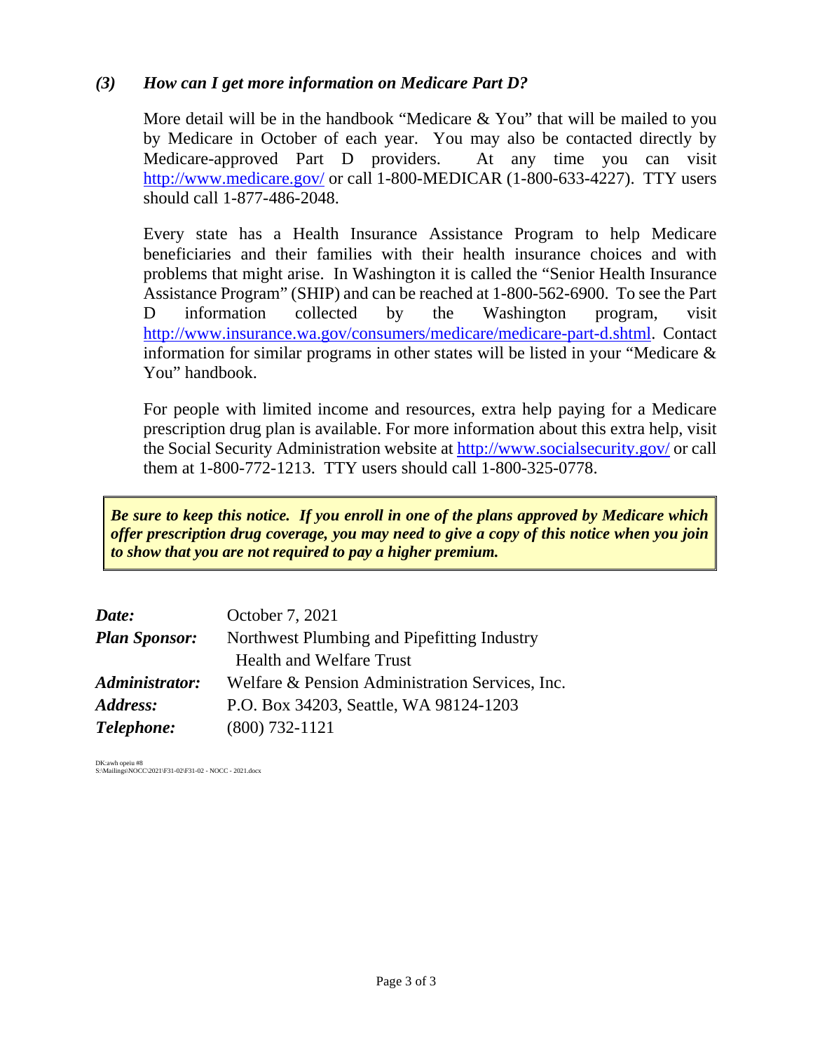### *(3) How can I get more information on Medicare Part D?*

More detail will be in the handbook "Medicare & You" that will be mailed to you by Medicare in October of each year. You may also be contacted directly by Medicare-approved Part D providers. At any time you can visit http://www.medicare.gov/ or call 1-800-MEDICAR (1-800-633-4227). TTY users should call 1-877-486-2048.

Every state has a Health Insurance Assistance Program to help Medicare beneficiaries and their families with their health insurance choices and with problems that might arise. In Washington it is called the "Senior Health Insurance Assistance Program" (SHIP) and can be reached at 1-800-562-6900. To see the Part D information collected by the Washington program, visit http://www.insurance.wa.gov/consumers/medicare/medicare-part-d.shtml. Contact information for similar programs in other states will be listed in your "Medicare & You" handbook.

For people with limited income and resources, extra help paying for a Medicare prescription drug plan is available. For more information about this extra help, visit the Social Security Administration website at http://www.socialsecurity.gov/ or call them at 1-800-772-1213. TTY users should call 1-800-325-0778.

***Be sure to keep this notice. If you enroll in one of the plans approved by Medicare which offer prescription drug coverage, you may need to give a copy of this notice when you join to show that you are not required to pay a higher premium.***

| | |
|---|---|
| ***Date:*** | October 7, 2021 |
| ***Plan Sponsor:*** | Northwest Plumbing and Pipefitting Industry Health and Welfare Trust |
| ***Administrator:*** | Welfare & Pension Administration Services, Inc. |
| ***Address:*** | P.O. Box 34203, Seattle, WA 98124-1203 |
| ***Telephone:*** | (800) 732-1121 |

DK:awh opeiu #8
S:\Mailings\NOCC\2021\F31-02\F31-02 - NOCC - 2021.docx